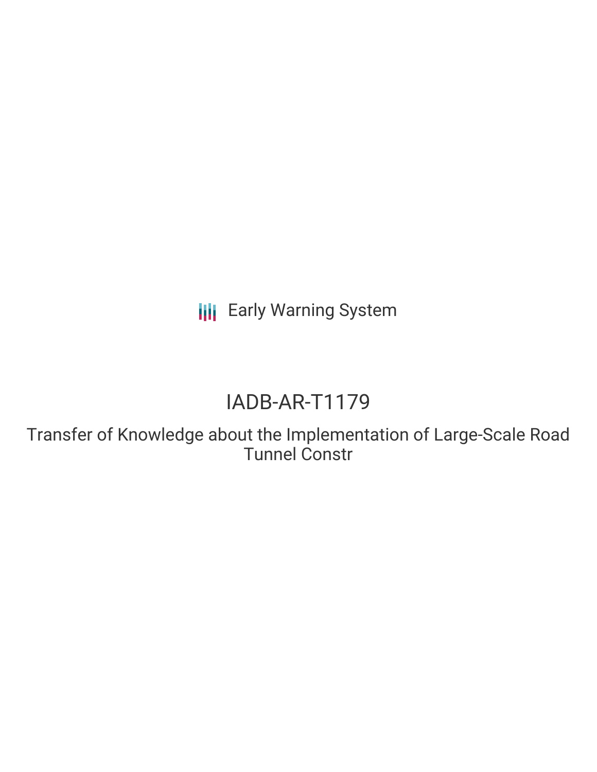Early Warning System

# IADB-AR-T1179

## Transfer of Knowledge about the Implementation of Large-Scale Road Tunnel Constr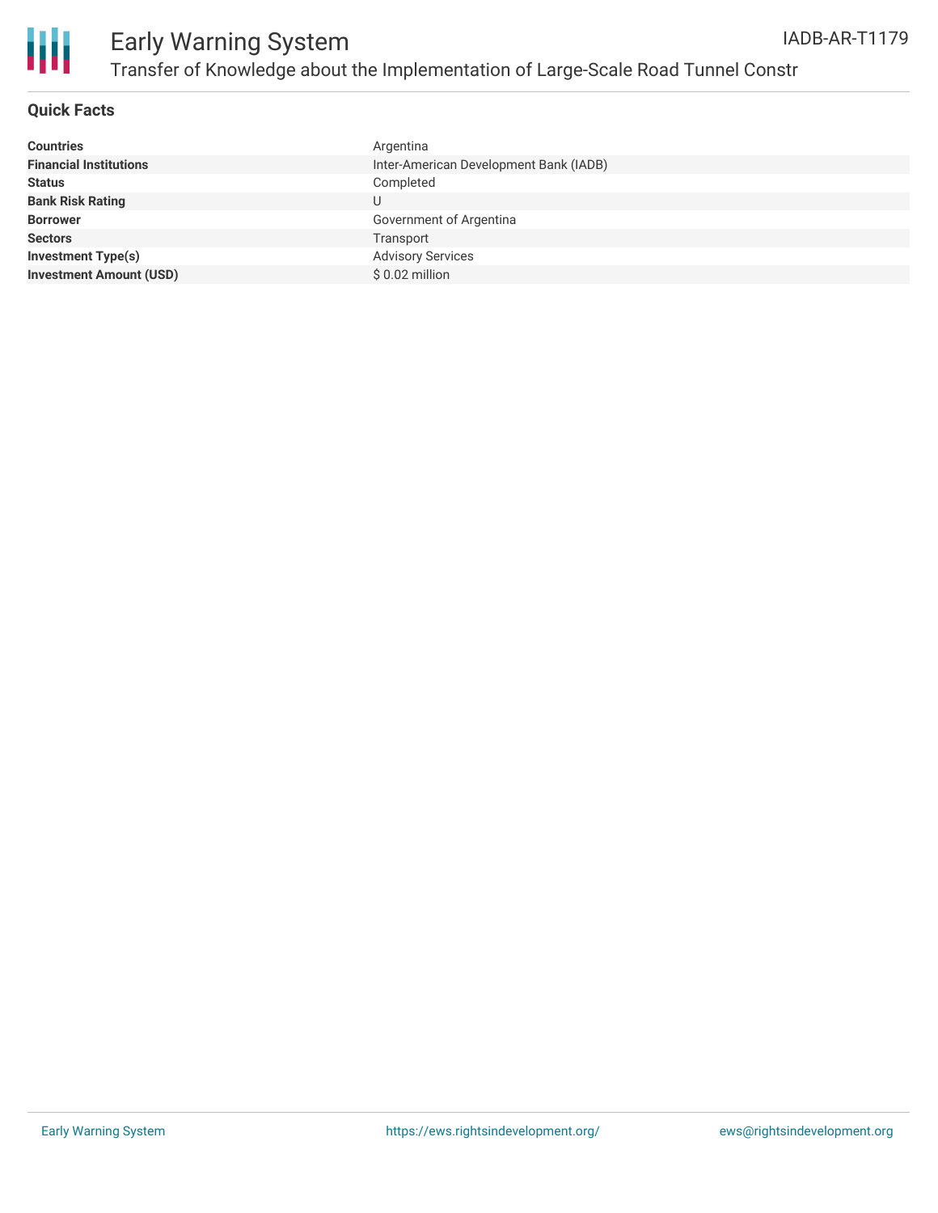# Early Warning System

## Transfer of Knowledge about the Implementation of Large-Scale Road Tunnel Constr

IADB-AR-T1179

### Quick Facts

| | |
|---|---|
| **Countries** | Argentina |
| **Financial Institutions** | Inter-American Development Bank (IADB) |
| **Status** | Completed |
| **Bank Risk Rating** | U |
| **Borrower** | Government of Argentina |
| **Sectors** | Transport |
| **Investment Type(s)** | Advisory Services |
| **Investment Amount (USD)** | $ 0.02 million |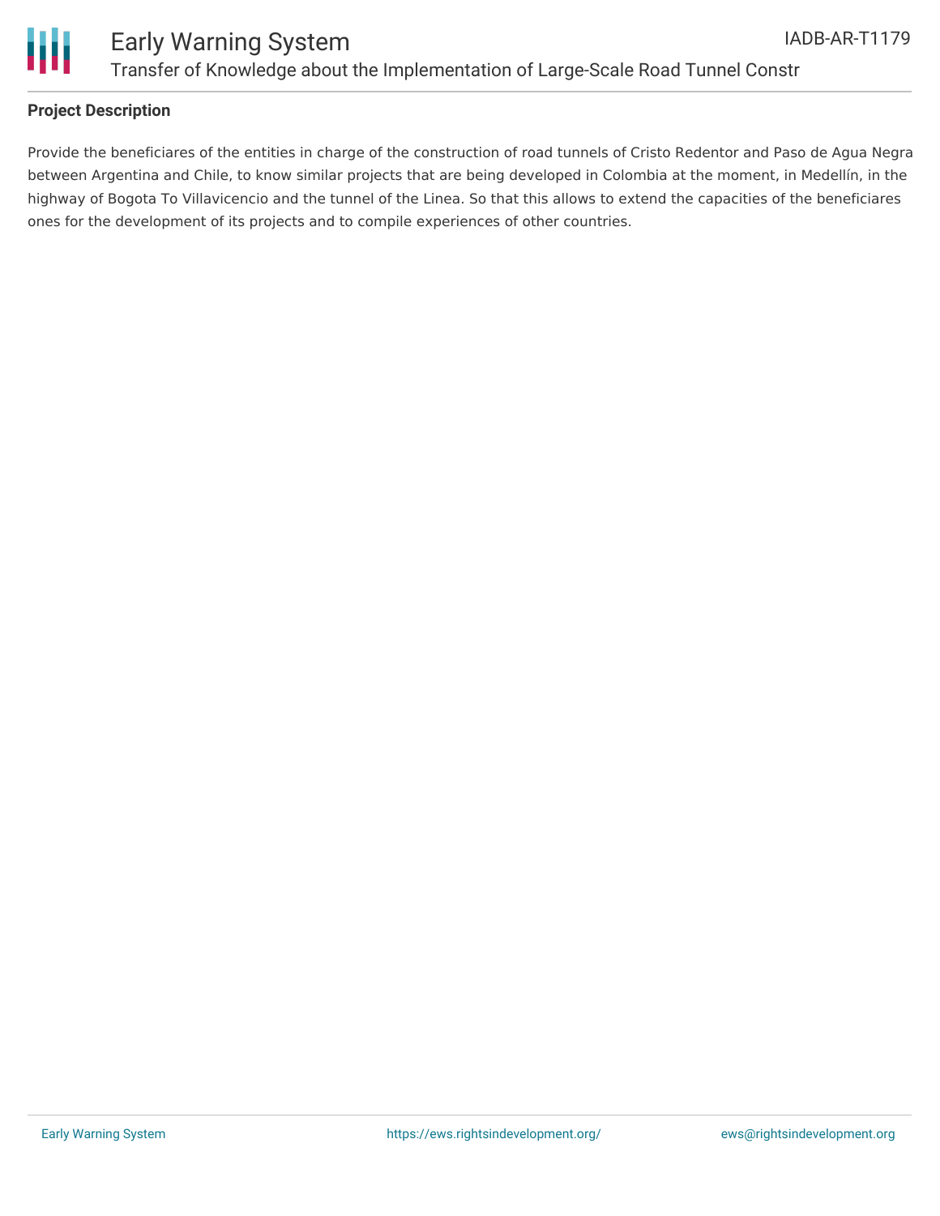**Project Description**

Provide the beneficiares of the entities in charge of the construction of road tunnels of Cristo Redentor and Paso de Agua Negra between Argentina and Chile, to know similar projects that are being developed in Colombia at the moment, in Medellín, in the highway of Bogota To Villavicencio and the tunnel of the Linea. So that this allows to extend the capacities of the beneficiares ones for the development of its projects and to compile experiences of other countries.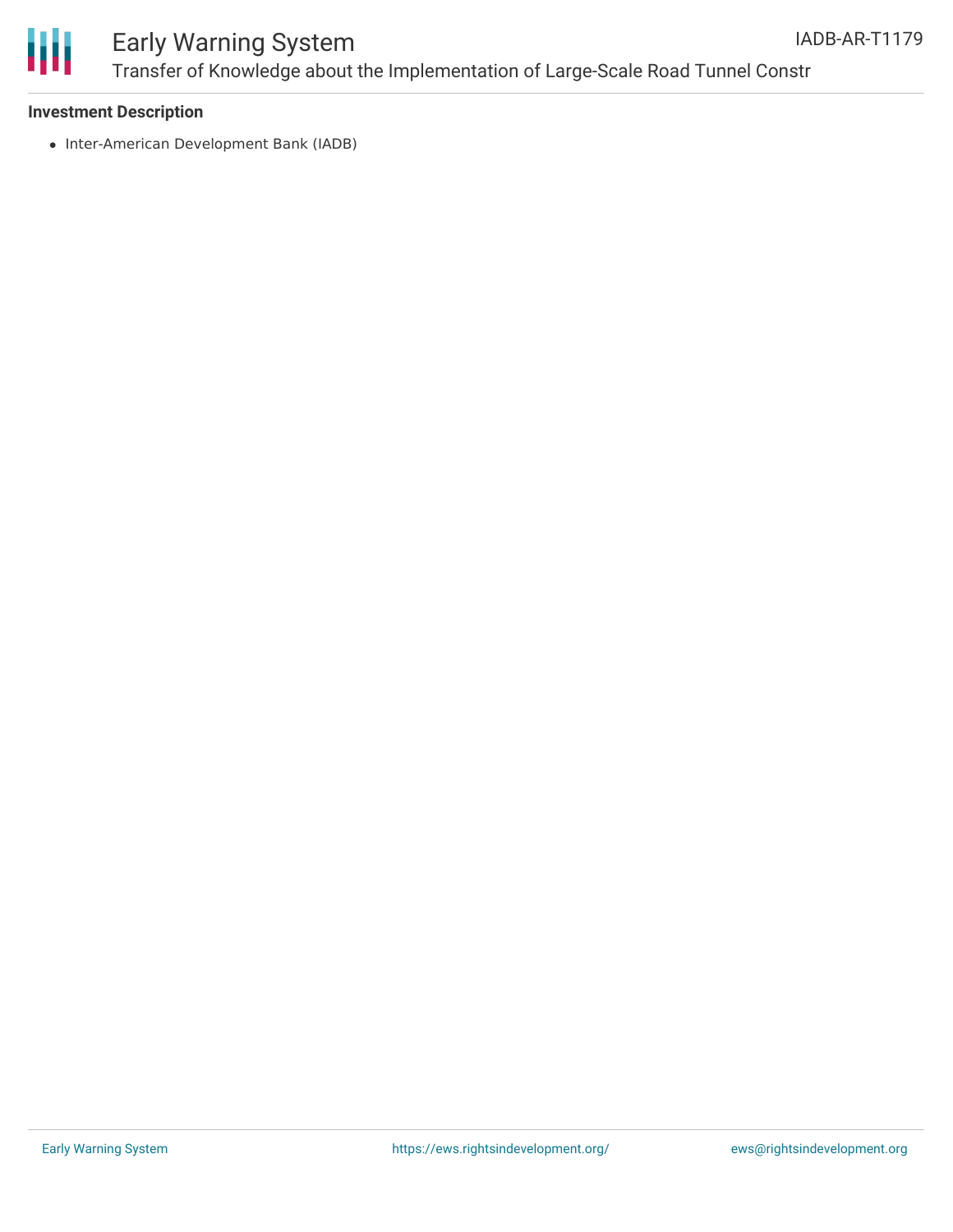**Investment Description**

- Inter-American Development Bank (IADB)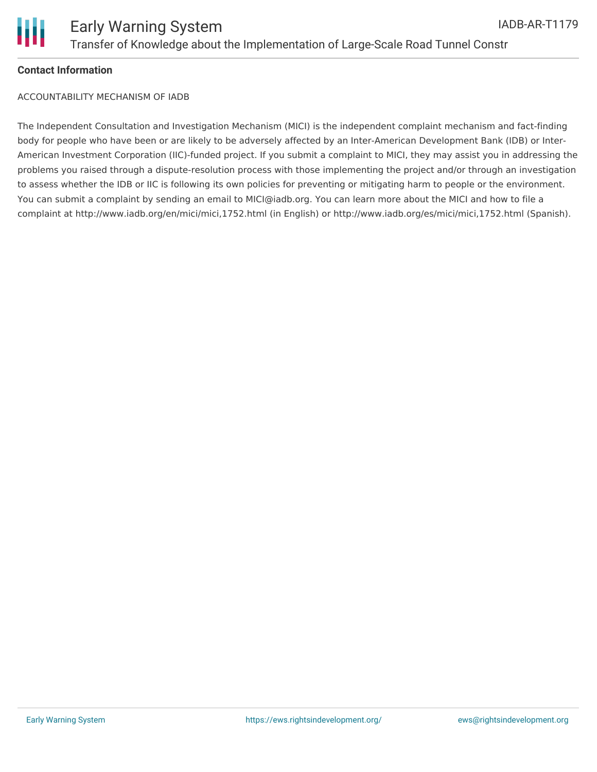**Contact Information**

ACCOUNTABILITY MECHANISM OF IADB

The Independent Consultation and Investigation Mechanism (MICI) is the independent complaint mechanism and fact-finding body for people who have been or are likely to be adversely affected by an Inter-American Development Bank (IDB) or Inter-American Investment Corporation (IIC)-funded project. If you submit a complaint to MICI, they may assist you in addressing the problems you raised through a dispute-resolution process with those implementing the project and/or through an investigation to assess whether the IDB or IIC is following its own policies for preventing or mitigating harm to people or the environment. You can submit a complaint by sending an email to MICI@iadb.org. You can learn more about the MICI and how to file a complaint at http://www.iadb.org/en/mici/mici,1752.html (in English) or http://www.iadb.org/es/mici/mici,1752.html (Spanish).